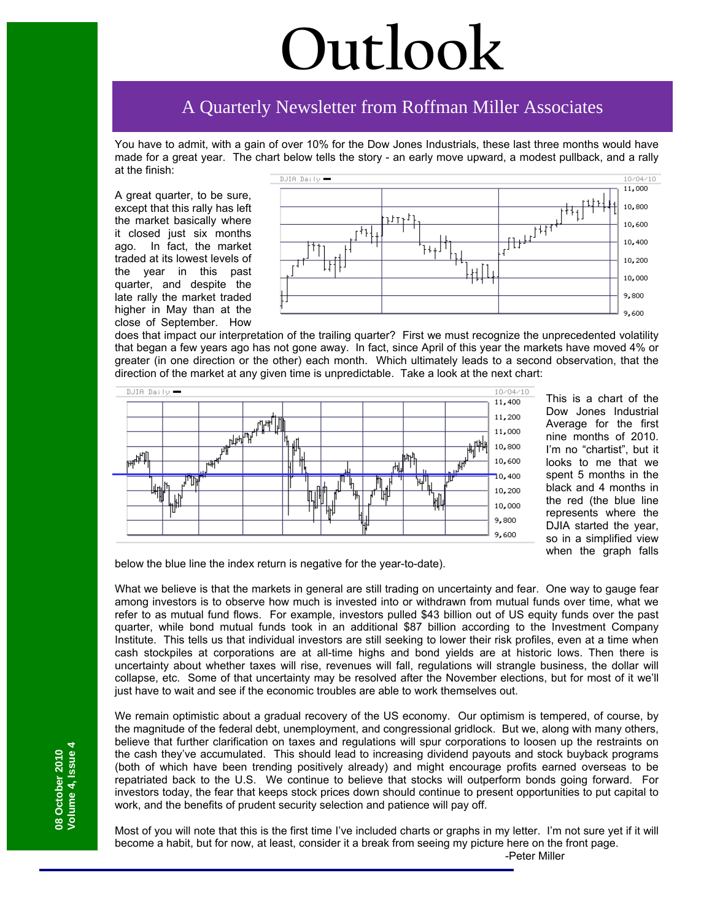# Outlook

## A Quarterly Newsletter from Roffman Miller Associates

You have to admit, with a gain of over 10% for the Dow Jones Industrials, these last three months would have made for a great year. The chart below tells the story - an early move upward, a modest pullback, and a rally at the finish:

A great quarter, to be sure, except that this rally has left the market basically where it closed just six months ago. In fact, the market traded at its lowest levels of the year in this past quarter, and despite the late rally the market traded higher in May than at the close of September. How does that impact our interpretation of the trailing quarter? First we must recognize the unprecedented volatility that began a few years ago has not gone away. In fact, since April of this year the markets have moved 4% or greater (in one direction or the other) each month. Which ultimately leads to a second observation, that the direction of the market at any given time is unpredictable. Take a look at the next chart:

This is a chart of the Dow Jones Industrial Average for the first nine months of 2010. I'm no "chartist", but it looks to me that we spent 5 months in the black and 4 months in the red (the blue line represents where the DJIA started the year, so in a simplified view when the graph falls below the blue line the index return is negative for the year-to-date).

What we believe is that the markets in general are still trading on uncertainty and fear. One way to gauge fear among investors is to observe how much is invested into or withdrawn from mutual funds over time, what we refer to as mutual fund flows. For example, investors pulled $43 billion out of US equity funds over the past quarter, while bond mutual funds took in an additional $87 billion according to the Investment Company Institute. This tells us that individual investors are still seeking to lower their risk profiles, even at a time when cash stockpiles at corporations are at all-time highs and bond yields are at historic lows. Then there is uncertainty about whether taxes will rise, revenues will fall, regulations will strangle business, the dollar will collapse, etc. Some of that uncertainty may be resolved after the November elections, but for most of it we'll just have to wait and see if the economic troubles are able to work themselves out.

We remain optimistic about a gradual recovery of the US economy. Our optimism is tempered, of course, by the magnitude of the federal debt, unemployment, and congressional gridlock. But we, along with many others, believe that further clarification on taxes and regulations will spur corporations to loosen up the restraints on the cash they've accumulated. This should lead to increasing dividend payouts and stock buyback programs (both of which have been trending positively already) and might encourage profits earned overseas to be repatriated back to the U.S. We continue to believe that stocks will outperform bonds going forward. For investors today, the fear that keeps stock prices down should continue to present opportunities to put capital to work, and the benefits of prudent security selection and patience will pay off.

Most of you will note that this is the first time I've included charts or graphs in my letter. I'm not sure yet if it will become a habit, but for now, at least, consider it a break from seeing my picture here on the front page.

-Peter Miller

**08 October 2010**
**Volume 4, Issue 4**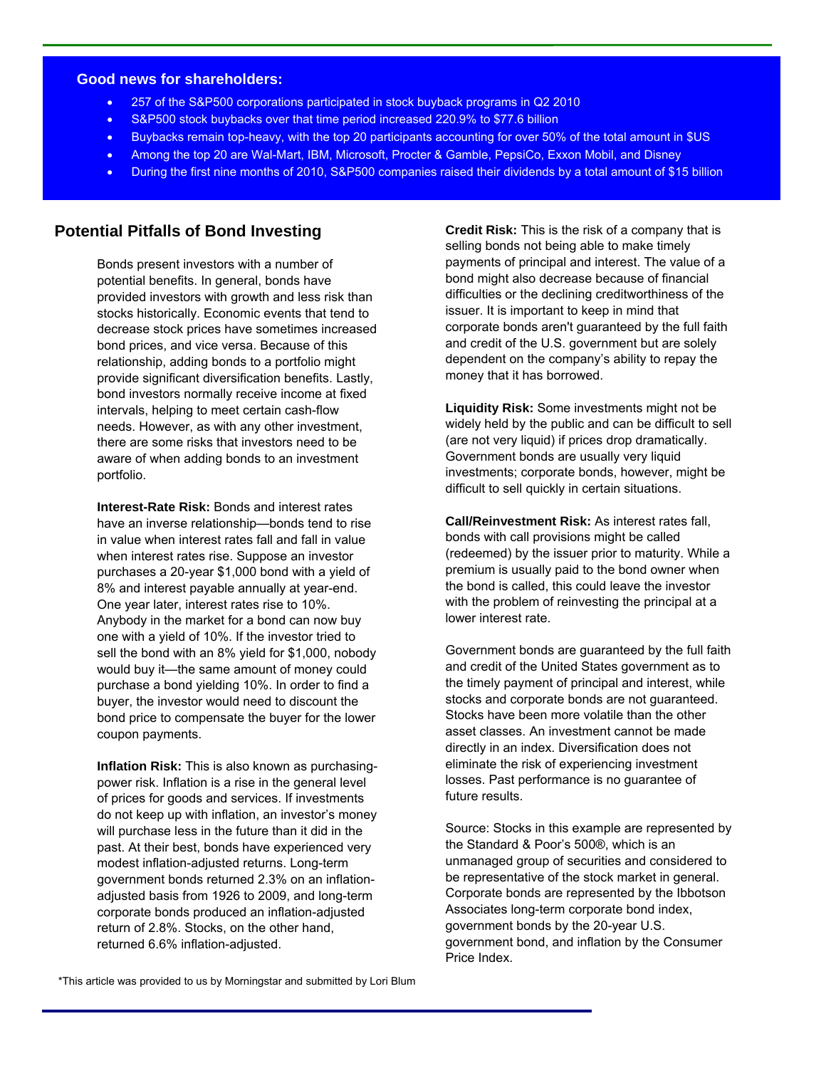## Good news for shareholders:

- 257 of the S&P500 corporations participated in stock buyback programs in Q2 2010
- S&P500 stock buybacks over that time period increased 220.9% to $77.6 billion
- Buybacks remain top-heavy, with the top 20 participants accounting for over 50% of the total amount in $US
- Among the top 20 are Wal-Mart, IBM, Microsoft, Procter & Gamble, PepsiCo, Exxon Mobil, and Disney
- During the first nine months of 2010, S&P500 companies raised their dividends by a total amount of $15 billion

## Potential Pitfalls of Bond Investing

Bonds present investors with a number of potential benefits. In general, bonds have provided investors with growth and less risk than stocks historically. Economic events that tend to decrease stock prices have sometimes increased bond prices, and vice versa. Because of this relationship, adding bonds to a portfolio might provide significant diversification benefits. Lastly, bond investors normally receive income at fixed intervals, helping to meet certain cash-flow needs. However, as with any other investment, there are some risks that investors need to be aware of when adding bonds to an investment portfolio.

**Interest-Rate Risk:** Bonds and interest rates have an inverse relationship—bonds tend to rise in value when interest rates fall and fall in value when interest rates rise. Suppose an investor purchases a 20-year $1,000 bond with a yield of 8% and interest payable annually at year-end. One year later, interest rates rise to 10%. Anybody in the market for a bond can now buy one with a yield of 10%. If the investor tried to sell the bond with an 8% yield for $1,000, nobody would buy it—the same amount of money could purchase a bond yielding 10%. In order to find a buyer, the investor would need to discount the bond price to compensate the buyer for the lower coupon payments.

**Inflation Risk:** This is also known as purchasing-power risk. Inflation is a rise in the general level of prices for goods and services. If investments do not keep up with inflation, an investor's money will purchase less in the future than it did in the past. At their best, bonds have experienced very modest inflation-adjusted returns. Long-term government bonds returned 2.3% on an inflation-adjusted basis from 1926 to 2009, and long-term corporate bonds produced an inflation-adjusted return of 2.8%. Stocks, on the other hand, returned 6.6% inflation-adjusted.

**Credit Risk:** This is the risk of a company that is selling bonds not being able to make timely payments of principal and interest. The value of a bond might also decrease because of financial difficulties or the declining creditworthiness of the issuer. It is important to keep in mind that corporate bonds aren't guaranteed by the full faith and credit of the U.S. government but are solely dependent on the company's ability to repay the money that it has borrowed.

**Liquidity Risk:** Some investments might not be widely held by the public and can be difficult to sell (are not very liquid) if prices drop dramatically. Government bonds are usually very liquid investments; corporate bonds, however, might be difficult to sell quickly in certain situations.

**Call/Reinvestment Risk:** As interest rates fall, bonds with call provisions might be called (redeemed) by the issuer prior to maturity. While a premium is usually paid to the bond owner when the bond is called, this could leave the investor with the problem of reinvesting the principal at a lower interest rate.

Government bonds are guaranteed by the full faith and credit of the United States government as to the timely payment of principal and interest, while stocks and corporate bonds are not guaranteed. Stocks have been more volatile than the other asset classes. An investment cannot be made directly in an index. Diversification does not eliminate the risk of experiencing investment losses. Past performance is no guarantee of future results.

Source: Stocks in this example are represented by the Standard & Poor's 500®, which is an unmanaged group of securities and considered to be representative of the stock market in general. Corporate bonds are represented by the Ibbotson Associates long-term corporate bond index, government bonds by the 20-year U.S. government bond, and inflation by the Consumer Price Index.

*This article was provided to us by Morningstar and submitted by Lori Blum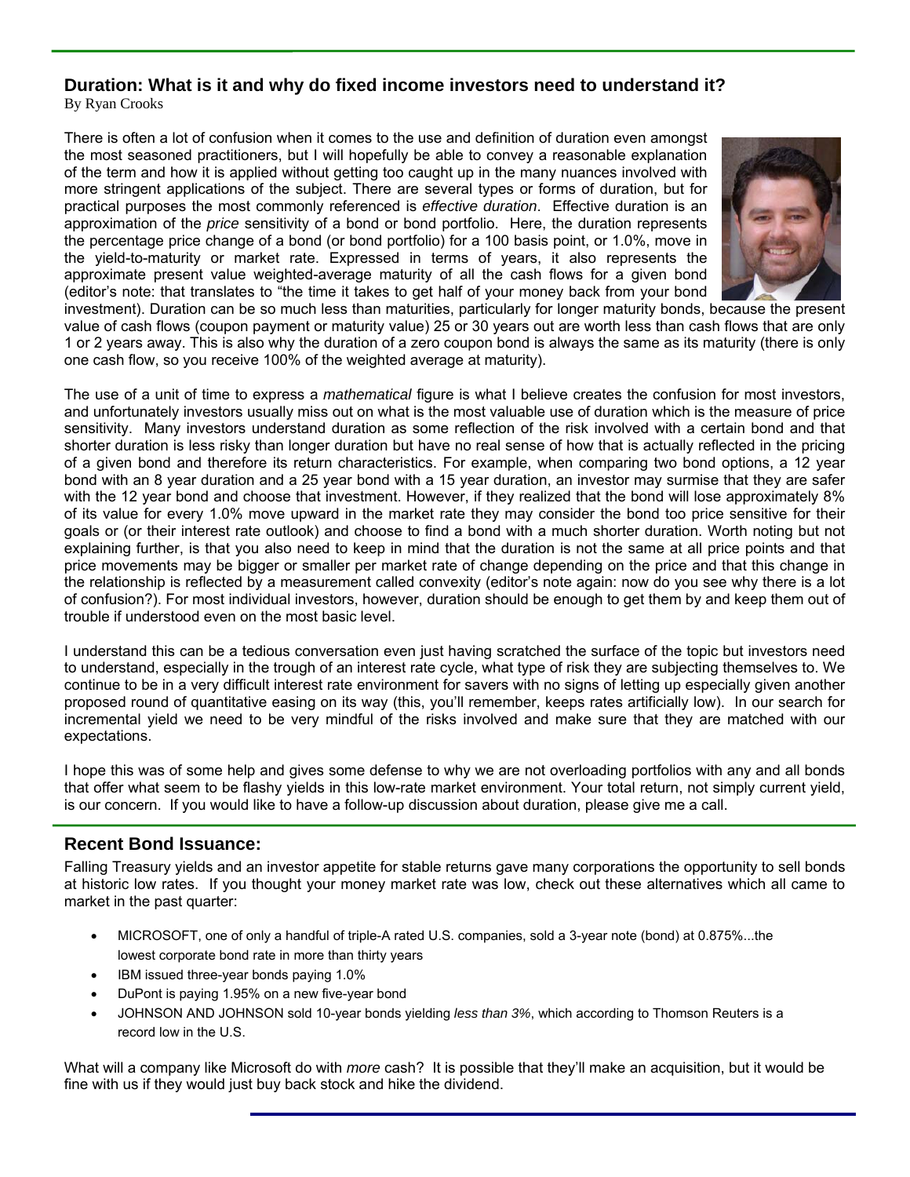## Duration: What is it and why do fixed income investors need to understand it?

By Ryan Crooks

There is often a lot of confusion when it comes to the use and definition of duration even amongst the most seasoned practitioners, but I will hopefully be able to convey a reasonable explanation of the term and how it is applied without getting too caught up in the many nuances involved with more stringent applications of the subject. There are several types or forms of duration, but for practical purposes the most commonly referenced is *effective duration*. Effective duration is an approximation of the *price* sensitivity of a bond or bond portfolio. Here, the duration represents the percentage price change of a bond (or bond portfolio) for a 100 basis point, or 1.0%, move in the yield-to-maturity or market rate. Expressed in terms of years, it also represents the approximate present value weighted-average maturity of all the cash flows for a given bond (editor's note: that translates to "the time it takes to get half of your money back from your bond investment). Duration can be so much less than maturities, particularly for longer maturity bonds, because the present value of cash flows (coupon payment or maturity value) 25 or 30 years out are worth less than cash flows that are only 1 or 2 years away. This is also why the duration of a zero coupon bond is always the same as its maturity (there is only one cash flow, so you receive 100% of the weighted average at maturity).

The use of a unit of time to express a *mathematical* figure is what I believe creates the confusion for most investors, and unfortunately investors usually miss out on what is the most valuable use of duration which is the measure of price sensitivity. Many investors understand duration as some reflection of the risk involved with a certain bond and that shorter duration is less risky than longer duration but have no real sense of how that is actually reflected in the pricing of a given bond and therefore its return characteristics. For example, when comparing two bond options, a 12 year bond with an 8 year duration and a 25 year bond with a 15 year duration, an investor may surmise that they are safer with the 12 year bond and choose that investment. However, if they realized that the bond will lose approximately 8% of its value for every 1.0% move upward in the market rate they may consider the bond too price sensitive for their goals or (or their interest rate outlook) and choose to find a bond with a much shorter duration. Worth noting but not explaining further, is that you also need to keep in mind that the duration is not the same at all price points and that price movements may be bigger or smaller per market rate of change depending on the price and that this change in the relationship is reflected by a measurement called convexity (editor's note again: now do you see why there is a lot of confusion?). For most individual investors, however, duration should be enough to get them by and keep them out of trouble if understood even on the most basic level.

I understand this can be a tedious conversation even just having scratched the surface of the topic but investors need to understand, especially in the trough of an interest rate cycle, what type of risk they are subjecting themselves to. We continue to be in a very difficult interest rate environment for savers with no signs of letting up especially given another proposed round of quantitative easing on its way (this, you'll remember, keeps rates artificially low). In our search for incremental yield we need to be very mindful of the risks involved and make sure that they are matched with our expectations.

I hope this was of some help and gives some defense to why we are not overloading portfolios with any and all bonds that offer what seem to be flashy yields in this low-rate market environment. Your total return, not simply current yield, is our concern. If you would like to have a follow-up discussion about duration, please give me a call.

## Recent Bond Issuance:

Falling Treasury yields and an investor appetite for stable returns gave many corporations the opportunity to sell bonds at historic low rates. If you thought your money market rate was low, check out these alternatives which all came to market in the past quarter:

- MICROSOFT, one of only a handful of triple-A rated U.S. companies, sold a 3-year note (bond) at 0.875%...the lowest corporate bond rate in more than thirty years
- IBM issued three-year bonds paying 1.0%
- DuPont is paying 1.95% on a new five-year bond
- JOHNSON AND JOHNSON sold 10-year bonds yielding *less than 3%*, which according to Thomson Reuters is a record low in the U.S.

What will a company like Microsoft do with *more* cash? It is possible that they'll make an acquisition, but it would be fine with us if they would just buy back stock and hike the dividend.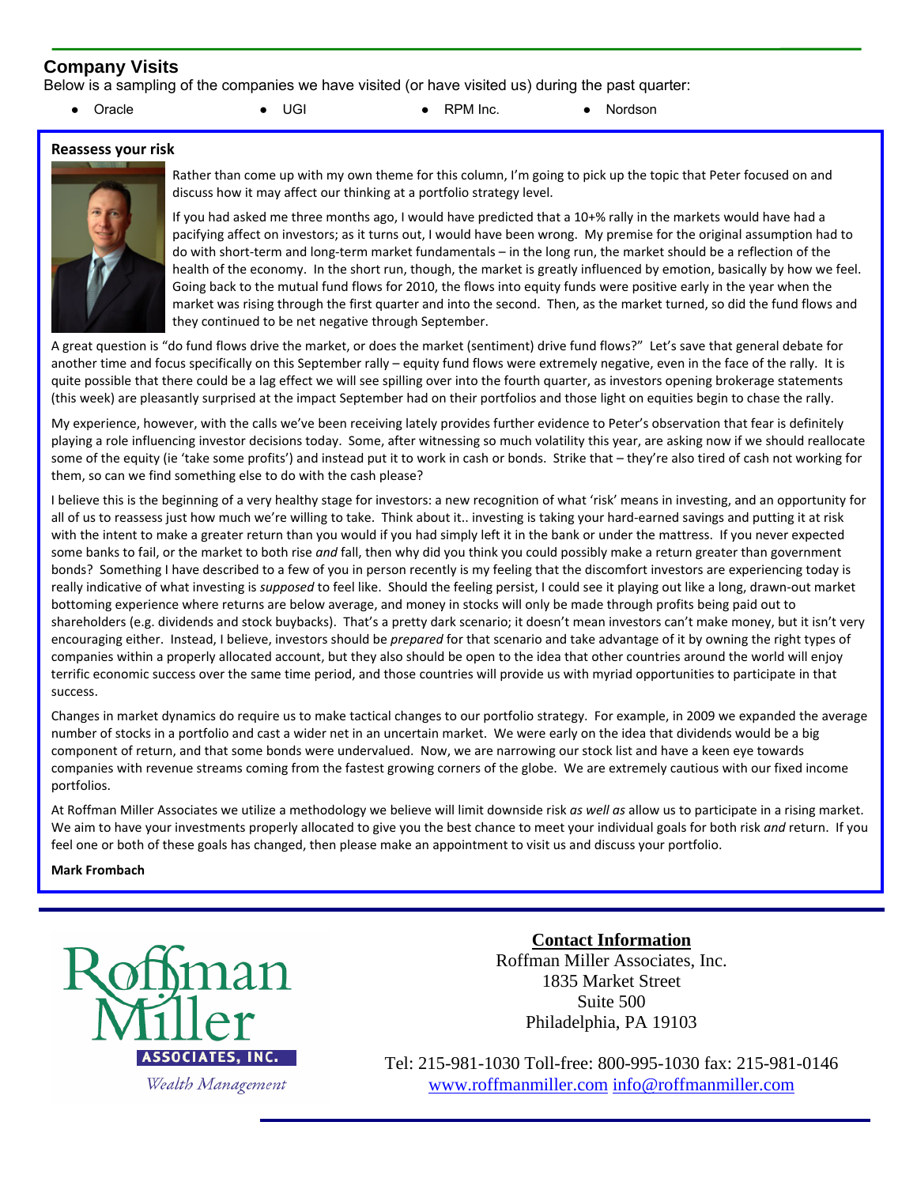## Company Visits

Below is a sampling of the companies we have visited (or have visited us) during the past quarter:

- Oracle
- UGI
- RPM Inc.
- Nordson

### Reassess your risk

Rather than come up with my own theme for this column, I'm going to pick up the topic that Peter focused on and discuss how it may affect our thinking at a portfolio strategy level.

If you had asked me three months ago, I would have predicted that a 10+% rally in the markets would have had a pacifying affect on investors; as it turns out, I would have been wrong. My premise for the original assumption had to do with short-term and long-term market fundamentals – in the long run, the market should be a reflection of the health of the economy. In the short run, though, the market is greatly influenced by emotion, basically by how we feel. Going back to the mutual fund flows for 2010, the flows into equity funds were positive early in the year when the market was rising through the first quarter and into the second. Then, as the market turned, so did the fund flows and they continued to be net negative through September.

A great question is "do fund flows drive the market, or does the market (sentiment) drive fund flows?" Let's save that general debate for another time and focus specifically on this September rally – equity fund flows were extremely negative, even in the face of the rally. It is quite possible that there could be a lag effect we will see spilling over into the fourth quarter, as investors opening brokerage statements (this week) are pleasantly surprised at the impact September had on their portfolios and those light on equities begin to chase the rally.

My experience, however, with the calls we've been receiving lately provides further evidence to Peter's observation that fear is definitely playing a role influencing investor decisions today. Some, after witnessing so much volatility this year, are asking now if we should reallocate some of the equity (ie 'take some profits') and instead put it to work in cash or bonds. Strike that – they're also tired of cash not working for them, so can we find something else to do with the cash please?

I believe this is the beginning of a very healthy stage for investors: a new recognition of what 'risk' means in investing, and an opportunity for all of us to reassess just how much we're willing to take. Think about it.. investing is taking your hard-earned savings and putting it at risk with the intent to make a greater return than you would if you had simply left it in the bank or under the mattress. If you never expected some banks to fail, or the market to both rise *and* fall, then why did you think you could possibly make a return greater than government bonds? Something I have described to a few of you in person recently is my feeling that the discomfort investors are experiencing today is really indicative of what investing is *supposed* to feel like. Should the feeling persist, I could see it playing out like a long, drawn-out market bottoming experience where returns are below average, and money in stocks will only be made through profits being paid out to shareholders (e.g. dividends and stock buybacks). That's a pretty dark scenario; it doesn't mean investors can't make money, but it isn't very encouraging either. Instead, I believe, investors should be *prepared* for that scenario and take advantage of it by owning the right types of companies within a properly allocated account, but they also should be open to the idea that other countries around the world will enjoy terrific economic success over the same time period, and those countries will provide us with myriad opportunities to participate in that success.

Changes in market dynamics do require us to make tactical changes to our portfolio strategy. For example, in 2009 we expanded the average number of stocks in a portfolio and cast a wider net in an uncertain market. We were early on the idea that dividends would be a big component of return, and that some bonds were undervalued. Now, we are narrowing our stock list and have a keen eye towards companies with revenue streams coming from the fastest growing corners of the globe. We are extremely cautious with our fixed income portfolios.

At Roffman Miller Associates we utilize a methodology we believe will limit downside risk *as well as* allow us to participate in a rising market. We aim to have your investments properly allocated to give you the best chance to meet your individual goals for both risk *and* return. If you feel one or both of these goals has changed, then please make an appointment to visit us and discuss your portfolio.

**Mark Frombach**

Roffman Miller
ASSOCIATES, INC.
Wealth Management

**Contact Information**

Roffman Miller Associates, Inc.
1835 Market Street
Suite 500
Philadelphia, PA 19103

Tel: 215-981-1030 Toll-free: 800-995-1030 fax: 215-981-0146
www.roffmanmiller.com info@roffmanmiller.com